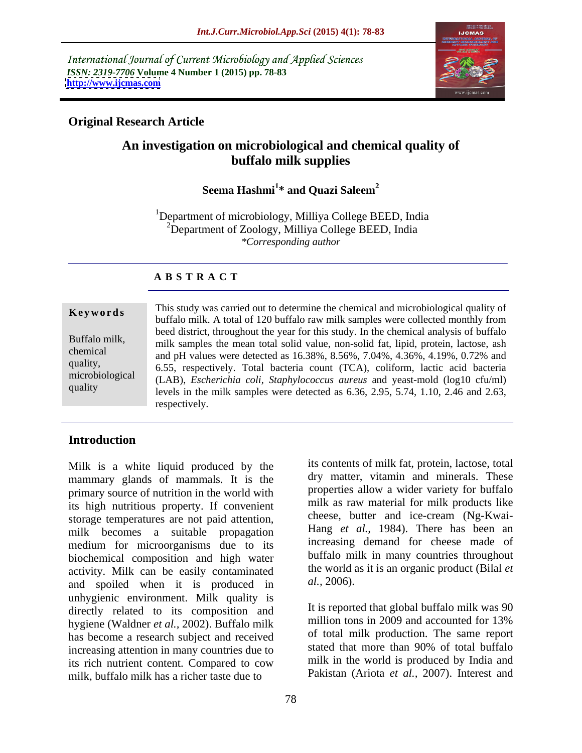International Journal of Current Microbiology and Applied Sciences
*ISSN: 2319-7706* **Volume 4 Number 1 (2015) pp. 78-83**
**http://www.ijcmas.com**

**Original Research Article**

# An investigation on microbiological and chemical quality of buffalo milk supplies

**Seema Hashmi[1]* and Quazi Saleem[2]**

[1]Department of microbiology, Milliya College BEED, India
[2]Department of Zoology, Milliya College BEED, India
*\*Corresponding author*

## ABSTRACT

**Keywords**

Buffalo milk, chemical quality, microbiological quality

This study was carried out to determine the chemical and microbiological quality of buffalo milk. A total of 120 buffalo raw milk samples were collected monthly from beed district, throughout the year for this study. In the chemical analysis of buffalo milk samples the mean total solid value, non-solid fat, lipid, protein, lactose, ash and pH values were detected as 16.38%, 8.56%, 7.04%, 4.36%, 4.19%, 0.72% and 6.55, respectively. Total bacteria count (TCA), coliform, lactic acid bacteria (LAB), *Escherichia coli*, *Staphylococcus aureus* and yeast-mold (log10 cfu/ml) levels in the milk samples were detected as 6.36, 2.95, 5.74, 1.10, 2.46 and 2.63, respectively.

## Introduction

Milk is a white liquid produced by the mammary glands of mammals. It is the primary source of nutrition in the world with its high nutritious property. If convenient storage temperatures are not paid attention, milk becomes a suitable propagation medium for microorganisms due to its biochemical composition and high water activity. Milk can be easily contaminated and spoiled when it is produced in unhygienic environment. Milk quality is directly related to its composition and hygiene (Waldner *et al.,* 2002). Buffalo milk has become a research subject and received increasing attention in many countries due to its rich nutrient content. Compared to cow milk, buffalo milk has a richer taste due to its contents of milk fat, protein, lactose, total dry matter, vitamin and minerals. These properties allow a wider variety for buffalo milk as raw material for milk products like cheese, butter and ice-cream (Ng-Kwai-Hang *et al.,* 1984). There has been an increasing demand for cheese made of buffalo milk in many countries throughout the world as it is an organic product (Bilal *et al.,* 2006).

It is reported that global buffalo milk was 90 million tons in 2009 and accounted for 13% of total milk production. The same report stated that more than 90% of total buffalo milk in the world is produced by India and Pakistan (Ariota *et al.,* 2007). Interest and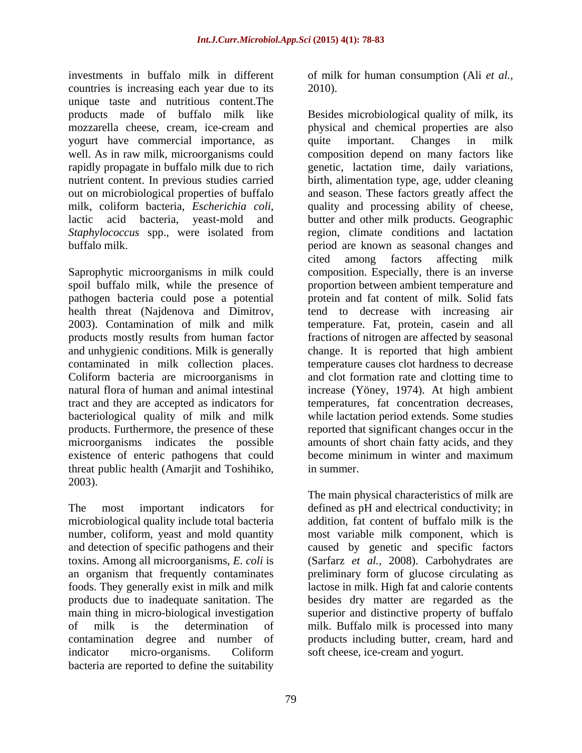investments in buffalo milk in different countries is increasing each year due to its unique taste and nutritious content.The products made of buffalo milk like mozzarella cheese, cream, ice-cream and yogurt have commercial importance, as well. As in raw milk, microorganisms could rapidly propagate in buffalo milk due to rich nutrient content. In previous studies carried out on microbiological properties of buffalo milk, coliform bacteria, *Escherichia coli,* lactic acid bacteria, yeast-mold and *Staphylococcus* spp., were isolated from buffalo milk.

Saprophytic microorganisms in milk could spoil buffalo milk, while the presence of pathogen bacteria could pose a potential health threat (Najdenova and Dimitrov, 2003). Contamination of milk and milk products mostly results from human factor and unhygienic conditions. Milk is generally contaminated in milk collection places. Coliform bacteria are microorganisms in natural flora of human and animal intestinal tract and they are accepted as indicators for bacteriological quality of milk and milk products. Furthermore, the presence of these microorganisms indicates the possible existence of enteric pathogens that could threat public health (Amarjit and Toshihiko, 2003).

The most important indicators for microbiological quality include total bacteria number, coliform, yeast and mold quantity and detection of specific pathogens and their toxins. Among all microorganisms, *E. coli* is an organism that frequently contaminates foods. They generally exist in milk and milk products due to inadequate sanitation. The main thing in micro-biological investigation of milk is the determination of contamination degree and number of indicator micro-organisms. Coliform bacteria are reported to define the suitability of milk for human consumption (Ali *et al.,* 2010).

Besides microbiological quality of milk, its physical and chemical properties are also quite important. Changes in milk composition depend on many factors like genetic, lactation time, daily variations, birth, alimentation type, age, udder cleaning and season. These factors greatly affect the quality and processing ability of cheese, butter and other milk products. Geographic region, climate conditions and lactation period are known as seasonal changes and cited among factors affecting milk composition. Especially, there is an inverse proportion between ambient temperature and protein and fat content of milk. Solid fats tend to decrease with increasing air temperature. Fat, protein, casein and all fractions of nitrogen are affected by seasonal change. It is reported that high ambient temperature causes clot hardness to decrease and clot formation rate and clotting time to increase (Yöney, 1974). At high ambient temperatures, fat concentration decreases, while lactation period extends. Some studies reported that significant changes occur in the amounts of short chain fatty acids, and they become minimum in winter and maximum in summer.

The main physical characteristics of milk are defined as pH and electrical conductivity; in addition, fat content of buffalo milk is the most variable milk component, which is caused by genetic and specific factors (Sarfarz *et al.,* 2008). Carbohydrates are preliminary form of glucose circulating as lactose in milk. High fat and calorie contents besides dry matter are regarded as the superior and distinctive property of buffalo milk. Buffalo milk is processed into many products including butter, cream, hard and soft cheese, ice-cream and yogurt.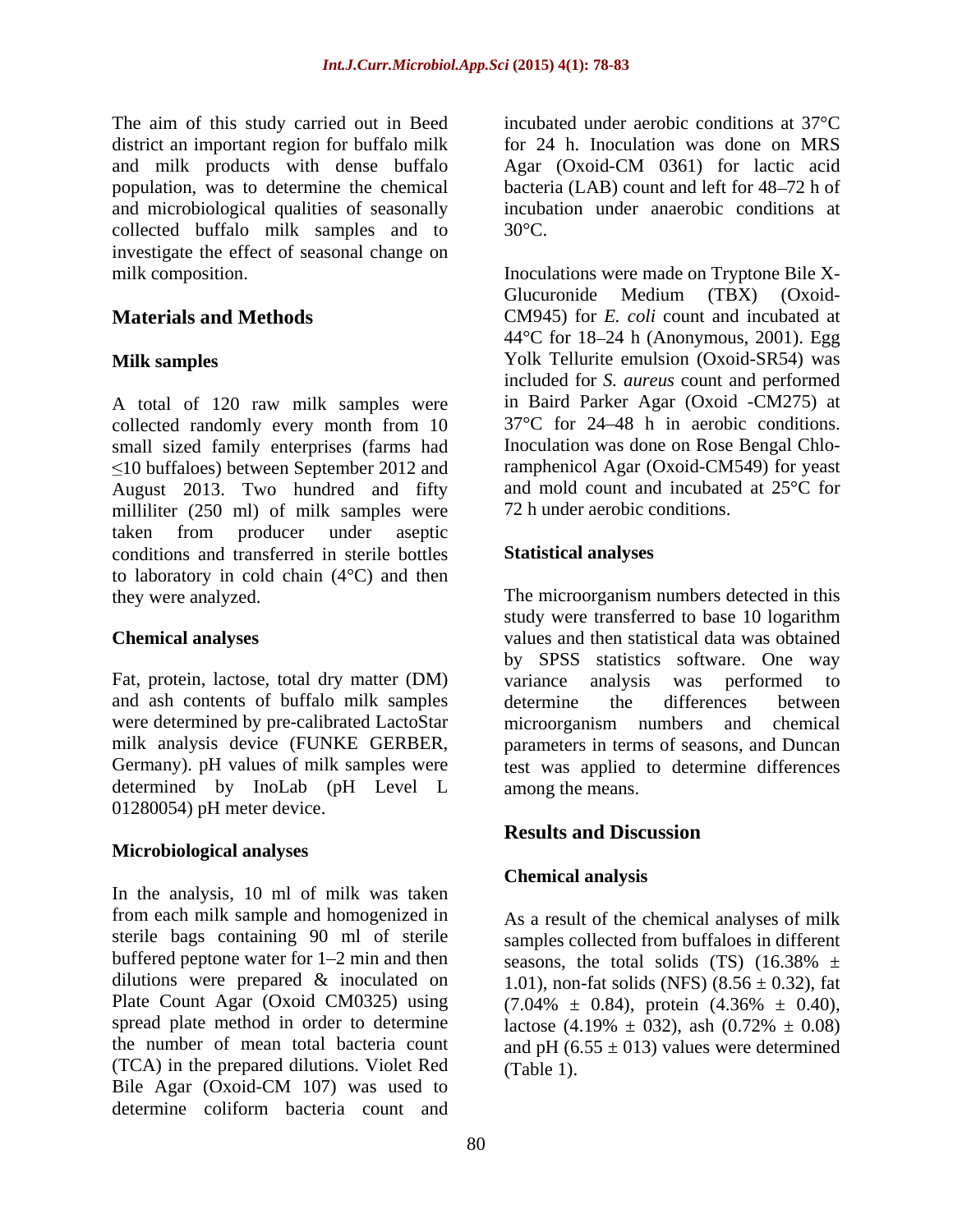The aim of this study carried out in Beed district an important region for buffalo milk and milk products with dense buffalo population, was to determine the chemical and microbiological qualities of seasonally collected buffalo milk samples and to investigate the effect of seasonal change on milk composition.

## Materials and Methods

### Milk samples

A total of 120 raw milk samples were collected randomly every month from 10 small sized family enterprises (farms had ≤10 buffaloes) between September 2012 and August 2013. Two hundred and fifty milliliter (250 ml) of milk samples were taken from producer under aseptic conditions and transferred in sterile bottles to laboratory in cold chain (4°C) and then they were analyzed.

### Chemical analyses

Fat, protein, lactose, total dry matter (DM) and ash contents of buffalo milk samples were determined by pre-calibrated LactoStar milk analysis device (FUNKE GERBER, Germany). pH values of milk samples were determined by InoLab (pH Level L 01280054) pH meter device.

### Microbiological analyses

In the analysis, 10 ml of milk was taken from each milk sample and homogenized in sterile bags containing 90 ml of sterile buffered peptone water for 1–2 min and then dilutions were prepared & inoculated on Plate Count Agar (Oxoid CM0325) using spread plate method in order to determine the number of mean total bacteria count (TCA) in the prepared dilutions. Violet Red Bile Agar (Oxoid-CM 107) was used to determine coliform bacteria count and incubated under aerobic conditions at 37°C for 24 h. Inoculation was done on MRS Agar (Oxoid-CM 0361) for lactic acid bacteria (LAB) count and left for 48–72 h of incubation under anaerobic conditions at 30°C.

Inoculations were made on Tryptone Bile X-Glucuronide Medium (TBX) (Oxoid-CM945) for *E. coli* count and incubated at 44°C for 18–24 h (Anonymous, 2001). Egg Yolk Tellurite emulsion (Oxoid-SR54) was included for *S. aureus* count and performed in Baird Parker Agar (Oxoid -CM275) at 37°C for 24–48 h in aerobic conditions. Inoculation was done on Rose Bengal Chloramphenicol Agar (Oxoid-CM549) for yeast and mold count and incubated at 25°C for 72 h under aerobic conditions.

### Statistical analyses

The microorganism numbers detected in this study were transferred to base 10 logarithm values and then statistical data was obtained by SPSS statistics software. One way variance analysis was performed to determine the differences between microorganism numbers and chemical parameters in terms of seasons, and Duncan test was applied to determine differences among the means.

## Results and Discussion

### Chemical analysis

As a result of the chemical analyses of milk samples collected from buffaloes in different seasons, the total solids (TS) (16.38% ± 1.01), non-fat solids (NFS) (8.56 ± 0.32), fat (7.04% ± 0.84), protein (4.36% ± 0.40), lactose (4.19% ± 032), ash (0.72% ± 0.08) and pH (6.55 ± 013) values were determined (Table 1).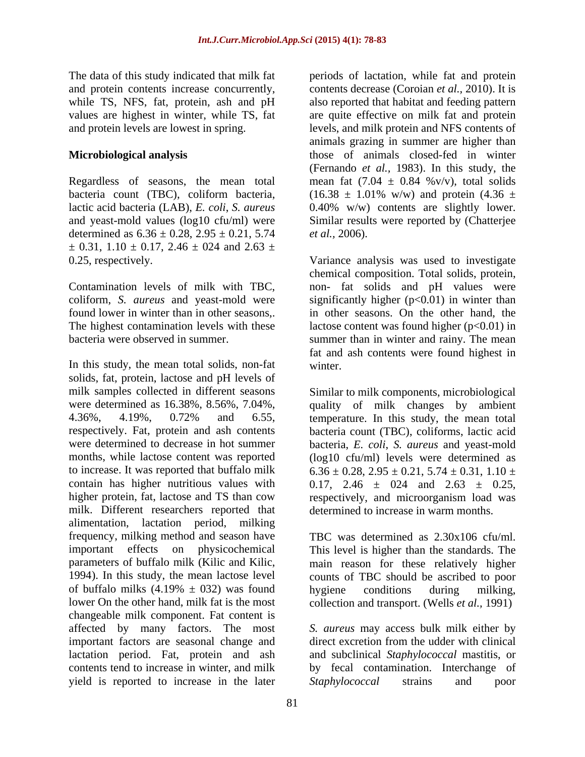The data of this study indicated that milk fat and protein contents increase concurrently, while TS, NFS, fat, protein, ash and pH values are highest in winter, while TS, fat and protein levels are lowest in spring.

## Microbiological analysis

Regardless of seasons, the mean total bacteria count (TBC), coliform bacteria, lactic acid bacteria (LAB), *E. coli*, *S. aureus* and yeast-mold values (log10 cfu/ml) were determined as $6.36 \pm 0.28$, $2.95 \pm 0.21$, $5.74 \pm 0.31$, $1.10 \pm 0.17$, $2.46 \pm 024$ and $2.63 \pm 0.25$, respectively.

Contamination levels of milk with TBC, coliform, *S. aureus* and yeast-mold were found lower in winter than in other seasons,. The highest contamination levels with these bacteria were observed in summer.

In this study, the mean total solids, non-fat solids, fat, protein, lactose and pH levels of milk samples collected in different seasons were determined as 16.38%, 8.56%, 7.04%, 4.36%, 4.19%, 0.72% and 6.55, respectively. Fat, protein and ash contents were determined to decrease in hot summer months, while lactose content was reported to increase. It was reported that buffalo milk contain has higher nutritious values with higher protein, fat, lactose and TS than cow milk. Different researchers reported that alimentation, lactation period, milking frequency, milking method and season have important effects on physicochemical parameters of buffalo milk (Kilic and Kilic, 1994). In this study, the mean lactose level of buffalo milks ($4.19\% \pm 032$) was found lower On the other hand, milk fat is the most changeable milk component. Fat content is affected by many factors. The most important factors are seasonal change and lactation period. Fat, protein and ash contents tend to increase in winter, and milk yield is reported to increase in the later periods of lactation, while fat and protein contents decrease (Coroian *et al.*, 2010). It is also reported that habitat and feeding pattern are quite effective on milk fat and protein levels, and milk protein and NFS contents of animals grazing in summer are higher than those of animals closed-fed in winter (Fernando *et al.*, 1983). In this study, the mean fat ($7.04 \pm 0.84$ %v/v), total solids ($16.38 \pm 1.01\%$ w/w) and protein ($4.36 \pm 0.40\%$ w/w) contents are slightly lower. Similar results were reported by (Chatterjee *et al.*, 2006).

Variance analysis was used to investigate chemical composition. Total solids, protein, non- fat solids and pH values were significantly higher ($p<0.01$) in winter than in other seasons. On the other hand, the lactose content was found higher ($p<0.01$) in summer than in winter and rainy. The mean fat and ash contents were found highest in winter.

Similar to milk components, microbiological quality of milk changes by ambient temperature. In this study, the mean total bacteria count (TBC), coliforms, lactic acid bacteria, *E. coli*, *S. aureus* and yeast-mold (log10 cfu/ml) levels were determined as $6.36 \pm 0.28$, $2.95 \pm 0.21$, $5.74 \pm 0.31$, $1.10 \pm 0.17$, $2.46 \pm 024$ and $2.63 \pm 0.25$, respectively, and microorganism load was determined to increase in warm months.

TBC was determined as 2.30x106 cfu/ml. This level is higher than the standards. The main reason for these relatively higher counts of TBC should be ascribed to poor hygiene conditions during milking, collection and transport. (Wells *et al.*, 1991)

*S. aureus* may access bulk milk either by direct excretion from the udder with clinical and subclinical *Staphylococcal* mastitis, or by fecal contamination. Interchange of *Staphylococcal* strains and poor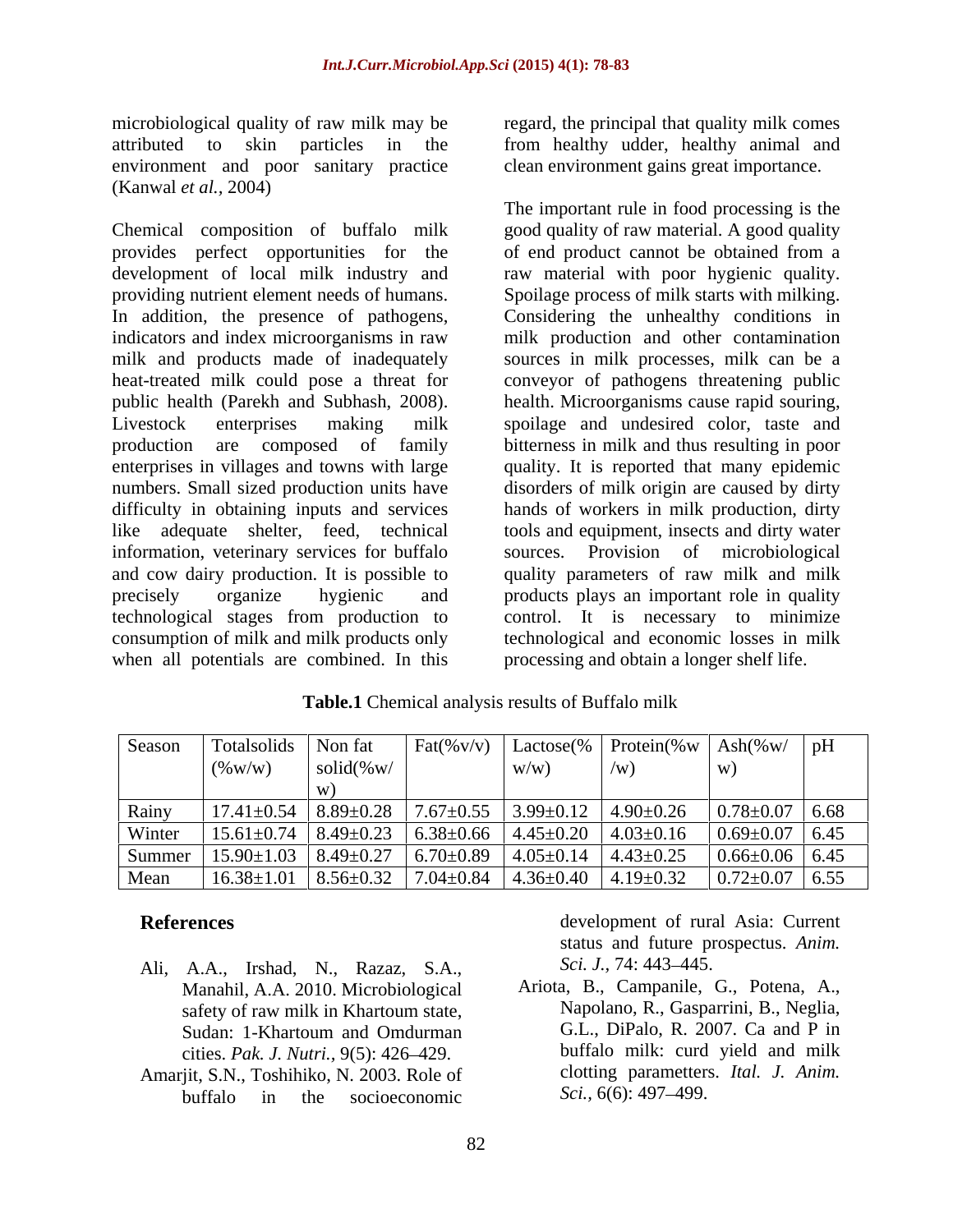microbiological quality of raw milk may be attributed to skin particles in the environment and poor sanitary practice (Kanwal *et al.,* 2004)

Chemical composition of buffalo milk provides perfect opportunities for the development of local milk industry and providing nutrient element needs of humans. In addition, the presence of pathogens, indicators and index microorganisms in raw milk and products made of inadequately heat-treated milk could pose a threat for public health (Parekh and Subhash, 2008). Livestock enterprises making milk production are composed of family enterprises in villages and towns with large numbers. Small sized production units have difficulty in obtaining inputs and services like adequate shelter, feed, technical information, veterinary services for buffalo and cow dairy production. It is possible to precisely organize hygienic and technological stages from production to consumption of milk and milk products only when all potentials are combined. In this regard, the principal that quality milk comes from healthy udder, healthy animal and clean environment gains great importance.

The important rule in food processing is the good quality of raw material. A good quality of end product cannot be obtained from a raw material with poor hygienic quality. Spoilage process of milk starts with milking. Considering the unhealthy conditions in milk production and other contamination sources in milk processes, milk can be a conveyor of pathogens threatening public health. Microorganisms cause rapid souring, spoilage and undesired color, taste and bitterness in milk and thus resulting in poor quality. It is reported that many epidemic disorders of milk origin are caused by dirty hands of workers in milk production, dirty tools and equipment, insects and dirty water sources. Provision of microbiological quality parameters of raw milk and milk products plays an important role in quality control. It is necessary to minimize technological and economic losses in milk processing and obtain a longer shelf life.

**Table.1** Chemical analysis results of Buffalo milk

| Season | Totalsolids (%w/w) | Non fat solid(%w/w) | Fat(%v/v) | Lactose(% w/w) | Protein(%w/w) | Ash(%w/w) | pH |
|---|---|---|---|---|---|---|---|
| Rainy | 17.41±0.54 | 8.89±0.28 | 7.67±0.55 | 3.99±0.12 | 4.90±0.26 | 0.78±0.07 | 6.68 |
| Winter | 15.61±0.74 | 8.49±0.23 | 6.38±0.66 | 4.45±0.20 | 4.03±0.16 | 0.69±0.07 | 6.45 |
| Summer | 15.90±1.03 | 8.49±0.27 | 6.70±0.89 | 4.05±0.14 | 4.43±0.25 | 0.66±0.06 | 6.45 |
| Mean | 16.38±1.01 | 8.56±0.32 | 7.04±0.84 | 4.36±0.40 | 4.19±0.32 | 0.72±0.07 | 6.55 |

## References

Ali, A.A., Irshad, N., Razaz, S.A., Manahil, A.A. 2010. Microbiological safety of raw milk in Khartoum state, Sudan: 1-Khartoum and Omdurman cities. *Pak. J. Nutri.,* 9(5): 426–429.

Amarjit, S.N., Toshihiko, N. 2003. Role of buffalo in the socioeconomic development of rural Asia: Current status and future prospectus. *Anim. Sci. J.,* 74: 443–445.

Ariota, B., Campanile, G., Potena, A., Napolano, R., Gasparrini, B., Neglia, G.L., DiPalo, R. 2007. Ca and P in buffalo milk: curd yield and milk clotting parametters. *Ital. J. Anim. Sci.,* 6(6): 497–499.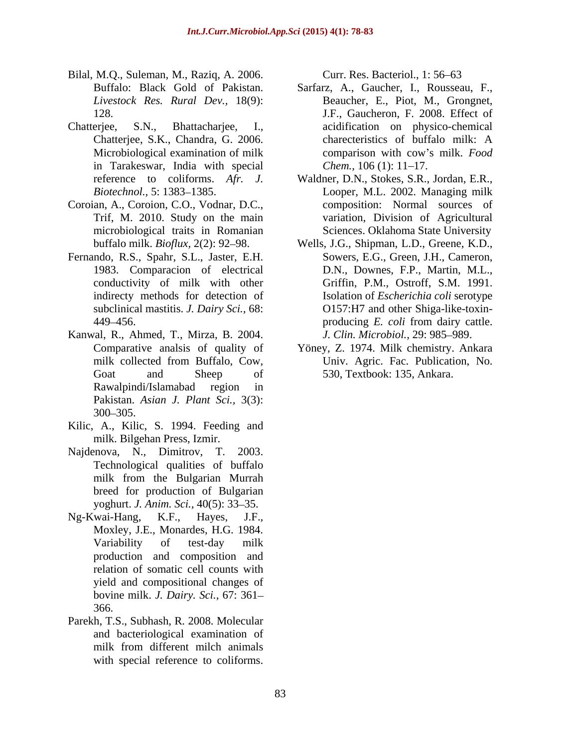Bilal, M.Q., Suleman, M., Raziq, A. 2006. Buffalo: Black Gold of Pakistan. *Livestock Res. Rural Dev.,* 18(9): 128.

Chatterjee, S.N., Bhattacharjee, I., Chatterjee, S.K., Chandra, G. 2006. Microbiological examination of milk in Tarakeswar, India with special reference to coliforms. *Afr. J. Biotechnol.,* 5: 1383–1385.

Coroian, A., Coroion, C.O., Vodnar, D.C., Trif, M. 2010. Study on the main microbiological traits in Romanian buffalo milk. *Bioflux,* 2(2): 92–98.

Fernando, R.S., Spahr, S.L., Jaster, E.H. 1983. Comparacion of electrical conductivity of milk with other indirecty methods for detection of subclinical mastitis. *J. Dairy Sci.,* 68: 449–456.

Kanwal, R., Ahmed, T., Mirza, B. 2004. Comparative analsis of quality of milk collected from Buffalo, Cow, Goat and Sheep of Rawalpindi/Islamabad region in Pakistan. *Asian J. Plant Sci.,* 3(3): 300–305.

Kilic, A., Kilic, S. 1994. Feeding and milk. Bilgehan Press, Izmir.

Najdenova, N., Dimitrov, T. 2003. Technological qualities of buffalo milk from the Bulgarian Murrah breed for production of Bulgarian yoghurt. *J. Anim. Sci.,* 40(5): 33–35.

Ng-Kwai-Hang, K.F., Hayes, J.F., Moxley, J.E., Monardes, H.G. 1984. Variability of test-day milk production and composition and relation of somatic cell counts with yield and compositional changes of bovine milk. *J. Dairy. Sci.,* 67: 361–366.

Parekh, T.S., Subhash, R. 2008. Molecular and bacteriological examination of milk from different milch animals with special reference to coliforms. Curr. Res. Bacteriol., 1: 56–63

Sarfarz, A., Gaucher, I., Rousseau, F., Beaucher, E., Piot, M., Grongnet, J.F., Gaucheron, F. 2008. Effect of acidification on physico-chemical charecteristics of buffalo milk: A comparison with cow's milk. *Food Chem.,* 106 (1): 11–17.

Waldner, D.N., Stokes, S.R., Jordan, E.R., Looper, M.L. 2002. Managing milk composition: Normal sources of variation, Division of Agricultural Sciences. Oklahoma State University

Wells, J.G., Shipman, L.D., Greene, K.D., Sowers, E.G., Green, J.H., Cameron, D.N., Downes, F.P., Martin, M.L., Griffin, P.M., Ostroff, S.M. 1991. Isolation of *Escherichia coli* serotype O157:H7 and other Shiga-like-toxin-producing *E. coli* from dairy cattle. *J. Clin. Microbiol.,* 29: 985–989.

Yöney, Z. 1974. Milk chemistry. Ankara Univ. Agric. Fac. Publication, No. 530, Textbook: 135, Ankara.